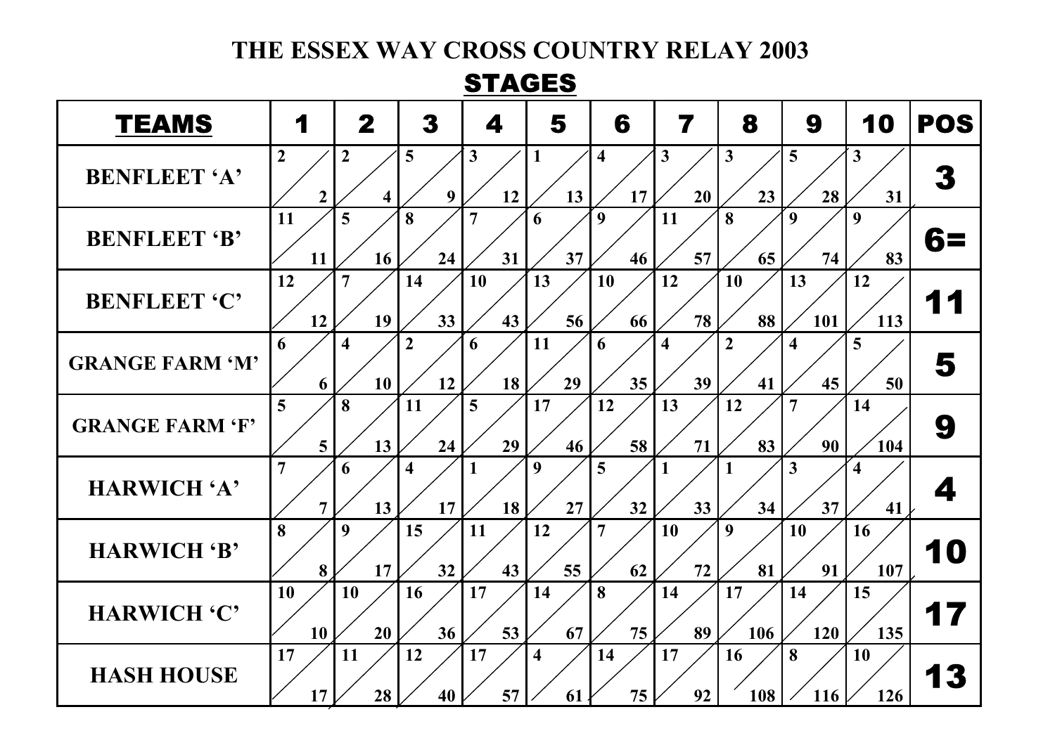# THE ESSEX WAY CROSS COUNTRY RELAY 2003

## STAGES

| TEAMS | 1 | 2 | 3 | 4 | 5 | 6 | 7 | 8 | 9 | 10 | POS |
|---|---|---|---|---|---|---|---|---|---|---|---|
| BENFLEET 'A' | 2 / 2 | 2 / 4 | 5 / 9 | 3 / 12 | 1 / 13 | 4 / 17 | 3 / 20 | 3 / 23 | 5 / 28 | 3 / 31 | 3 |
| BENFLEET 'B' | 11 / 11 | 5 / 16 | 8 / 24 | 7 / 31 | 6 / 37 | 9 / 46 | 11 / 57 | 8 / 65 | 9 / 74 | 9 / 83 | 6= |
| BENFLEET 'C' | 12 / 12 | 7 / 19 | 14 / 33 | 10 / 43 | 13 / 56 | 10 / 66 | 12 / 78 | 10 / 88 | 13 / 101 | 12 / 113 | 11 |
| GRANGE FARM 'M' | 6 / 6 | 4 / 10 | 2 / 12 | 6 / 18 | 11 / 29 | 6 / 35 | 4 / 39 | 2 / 41 | 4 / 45 | 5 / 50 | 5 |
| GRANGE FARM 'F' | 5 / 5 | 8 / 13 | 11 / 24 | 5 / 29 | 17 / 46 | 12 / 58 | 13 / 71 | 12 / 83 | 7 / 90 | 14 / 104 | 9 |
| HARWICH 'A' | 7 / 7 | 6 / 13 | 4 / 17 | 1 / 18 | 9 / 27 | 5 / 32 | 1 / 33 | 1 / 34 | 3 / 37 | 4 / 41 | 4 |
| HARWICH 'B' | 8 / 8 | 9 / 17 | 15 / 32 | 11 / 43 | 12 / 55 | 7 / 62 | 10 / 72 | 9 / 81 | 10 / 91 | 16 / 107 | 10 |
| HARWICH 'C' | 10 / 10 | 10 / 20 | 16 / 36 | 17 / 53 | 14 / 67 | 8 / 75 | 14 / 89 | 17 / 106 | 14 / 120 | 15 / 135 | 17 |
| HASH HOUSE | 17 / 17 | 11 / 28 | 12 / 40 | 17 / 57 | 4 / 61 | 14 / 75 | 17 / 92 | 16 / 108 | 8 / 116 | 10 / 126 | 13 |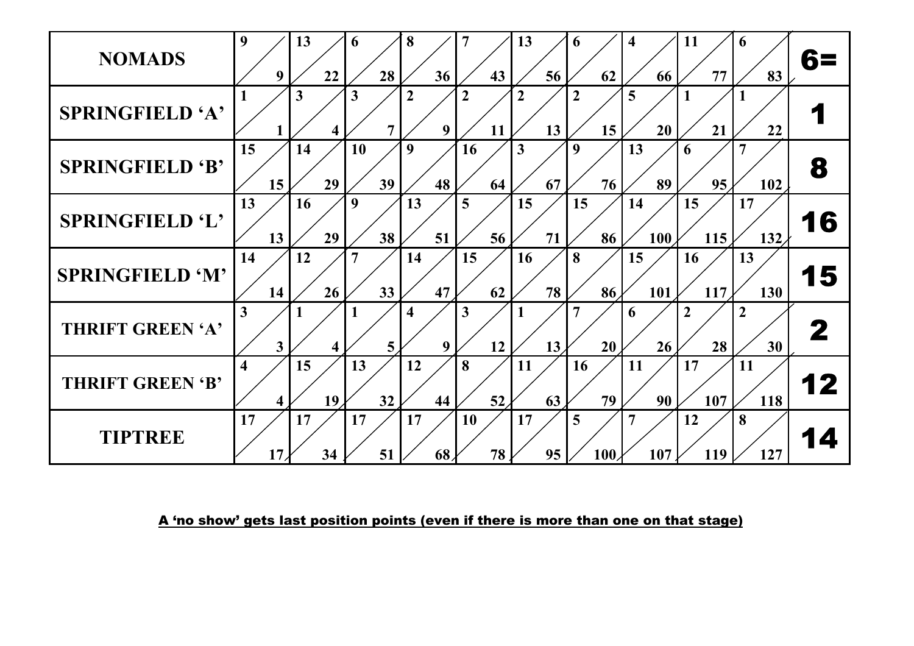| | | | | | | | | | | | |
|---|---|---|---|---|---|---|---|---|---|---|---|
| NOMADS | 9 / 9 | 13 / 22 | 6 / 28 | 8 / 36 | 7 / 43 | 13 / 56 | 6 / 62 | 4 / 66 | 11 / 77 | 6 / 83 | 6= |
| SPRINGFIELD 'A' | 1 / 1 | 3 / 4 | 3 / 7 | 2 / 9 | 2 / 11 | 2 / 13 | 2 / 15 | 5 / 20 | 1 / 21 | 1 / 22 | 1 |
| SPRINGFIELD 'B' | 15 / 15 | 14 / 29 | 10 / 39 | 9 / 48 | 16 / 64 | 3 / 67 | 9 / 76 | 13 / 89 | 6 / 95 | 7 / 102 | 8 |
| SPRINGFIELD 'L' | 13 / 13 | 16 / 29 | 9 / 38 | 13 / 51 | 5 / 56 | 15 / 71 | 15 / 86 | 14 / 100 | 15 / 115 | 17 / 132 | 16 |
| SPRINGFIELD 'M' | 14 / 14 | 12 / 26 | 7 / 33 | 14 / 47 | 15 / 62 | 16 / 78 | 8 / 86 | 15 / 101 | 16 / 117 | 13 / 130 | 15 |
| THRIFT GREEN 'A' | 3 / 3 | 1 / 4 | 1 / 5 | 4 / 9 | 3 / 12 | 1 / 13 | 7 / 20 | 6 / 26 | 2 / 28 | 2 / 30 | 2 |
| THRIFT GREEN 'B' | 4 / 4 | 15 / 19 | 13 / 32 | 12 / 44 | 8 / 52 | 11 / 63 | 16 / 79 | 11 / 90 | 17 / 107 | 11 / 118 | 12 |
| TIPTREE | 17 / 17 | 17 / 34 | 17 / 51 | 17 / 68 | 10 / 78 | 17 / 95 | 5 / 100 | 7 / 107 | 12 / 119 | 8 / 127 | 14 |

A 'no show' gets last position points (even if there is more than one on that stage)